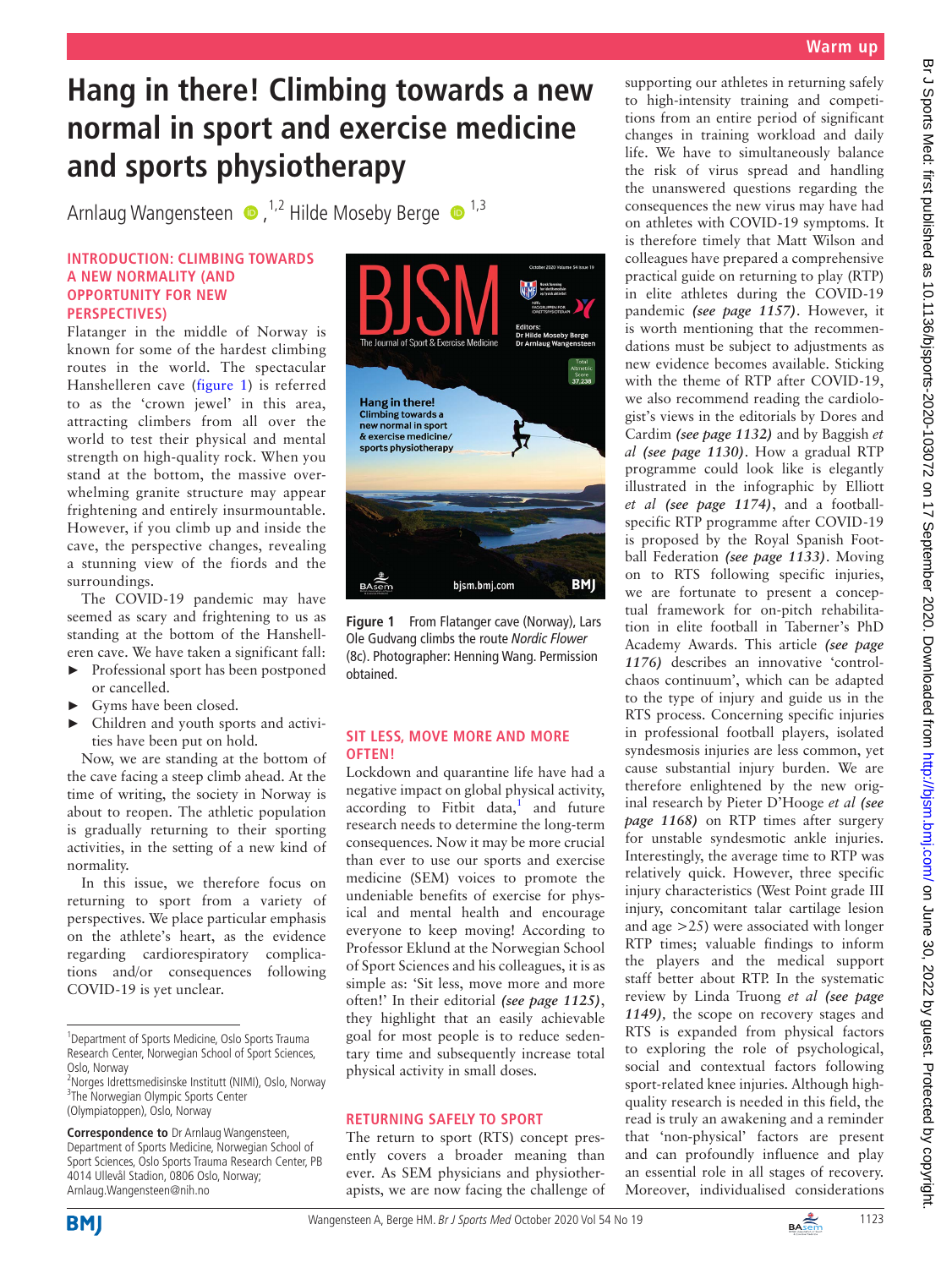# Hang in there! Climbing towards a new normal in sport and exercise medicine and sports physiotherapy

Arnlaug Wangensteen [1,2], Hilde Moseby Berge [1,3]

## INTRODUCTION: CLIMBING TOWARDS A NEW NORMALITY (AND OPPORTUNITY FOR NEW PERSPECTIVES)

Flatanger in the middle of Norway is known for some of the hardest climbing routes in the world. The spectacular Hanshelleren cave (figure 1) is referred to as the 'crown jewel' in this area, attracting climbers from all over the world to test their physical and mental strength on high-quality rock. When you stand at the bottom, the massive overwhelming granite structure may appear frightening and entirely insurmountable. However, if you climb up and inside the cave, the perspective changes, revealing a stunning view of the fiords and the surroundings.

The COVID-19 pandemic may have seemed as scary and frightening to us as standing at the bottom of the Hanshelleren cave. We have taken a significant fall:

- Professional sport has been postponed or cancelled.
- Gyms have been closed.
- Children and youth sports and activities have been put on hold.

Now, we are standing at the bottom of the cave facing a steep climb ahead. At the time of writing, the society in Norway is about to reopen. The athletic population is gradually returning to their sporting activities, in the setting of a new kind of normality.

In this issue, we therefore focus on returning to sport from a variety of perspectives. We place particular emphasis on the athlete's heart, as the evidence regarding cardiorespiratory complications and/or consequences following COVID-19 is yet unclear.

Figure 1 From Flatanger cave (Norway), Lars Ole Gudvang climbs the route *Nordic Flower* (8c). Photographer: Henning Wang. Permission obtained.

## SIT LESS, MOVE MORE AND MORE OFTEN!

Lockdown and quarantine life have had a negative impact on global physical activity, according to Fitbit data,[1] and future research needs to determine the long-term consequences. Now it may be more crucial than ever to use our sports and exercise medicine (SEM) voices to promote the undeniable benefits of exercise for physical and mental health and encourage everyone to keep moving! According to Professor Eklund at the Norwegian School of Sport Sciences and his colleagues, it is as simple as: 'Sit less, move more and more often!' In their editorial ***(see page 1125)***, they highlight that an easily achievable goal for most people is to reduce sedentary time and subsequently increase total physical activity in small doses.

## RETURNING SAFELY TO SPORT

The return to sport (RTS) concept presently covers a broader meaning than ever. As SEM physicians and physiotherapists, we are now facing the challenge of supporting our athletes in returning safely to high-intensity training and competitions from an entire period of significant changes in training workload and daily life. We have to simultaneously balance the risk of virus spread and handling the unanswered questions regarding the consequences the new virus may have had on athletes with COVID-19 symptoms. It is therefore timely that Matt Wilson and colleagues have prepared a comprehensive practical guide on returning to play (RTP) in elite athletes during the COVID-19 pandemic ***(see page 1157)***. However, it is worth mentioning that the recommendations must be subject to adjustments as new evidence becomes available. Sticking with the theme of RTP after COVID-19, we also recommend reading the cardiologist's views in the editorials by Dores and Cardim ***(see page 1132)*** and by Baggish *et al* ***(see page 1130)***. How a gradual RTP programme could look like is elegantly illustrated in the infographic by Elliott *et al* ***(see page 1174)***, and a football-specific RTP programme after COVID-19 is proposed by the Royal Spanish Football Federation ***(see page 1133)***. Moving on to RTS following specific injuries, we are fortunate to present a conceptual framework for on-pitch rehabilitation in elite football in Taberner's PhD Academy Awards. This article ***(see page 1176)*** describes an innovative 'control-chaos continuum', which can be adapted to the type of injury and guide us in the RTS process. Concerning specific injuries in professional football players, isolated syndesmosis injuries are less common, yet cause substantial injury burden. We are therefore enlightened by the new original research by Pieter D'Hooge *et al* ***(see page 1168)*** on RTP times after surgery for unstable syndesmotic ankle injuries. Interestingly, the average time to RTP was relatively quick. However, three specific injury characteristics (West Point grade III injury, concomitant talar cartilage lesion and age >25) were associated with longer RTP times; valuable findings to inform the players and the medical support staff better about RTP. In the systematic review by Linda Truong *et al* ***(see page 1149)***, the scope on recovery stages and RTS is expanded from physical factors to exploring the role of psychological, social and contextual factors following sport-related knee injuries. Although high-quality research is needed in this field, the read is truly an awakening and a reminder that 'non-physical' factors are present and can profoundly influence and play an essential role in all stages of recovery. Moreover, individualised considerations

[1]Department of Sports Medicine, Oslo Sports Trauma Research Center, Norwegian School of Sport Sciences, Oslo, Norway
[2]Norges Idrettsmedisinske Institutt (NIMI), Oslo, Norway
[3]The Norwegian Olympic Sports Center (Olympiatoppen), Oslo, Norway

**Correspondence to** Dr Arnlaug Wangensteen, Department of Sports Medicine, Norwegian School of Sport Sciences, Oslo Sports Trauma Research Center, PB 4014 Ullevål Stadion, 0806 Oslo, Norway; Arnlaug.Wangensteen@nih.no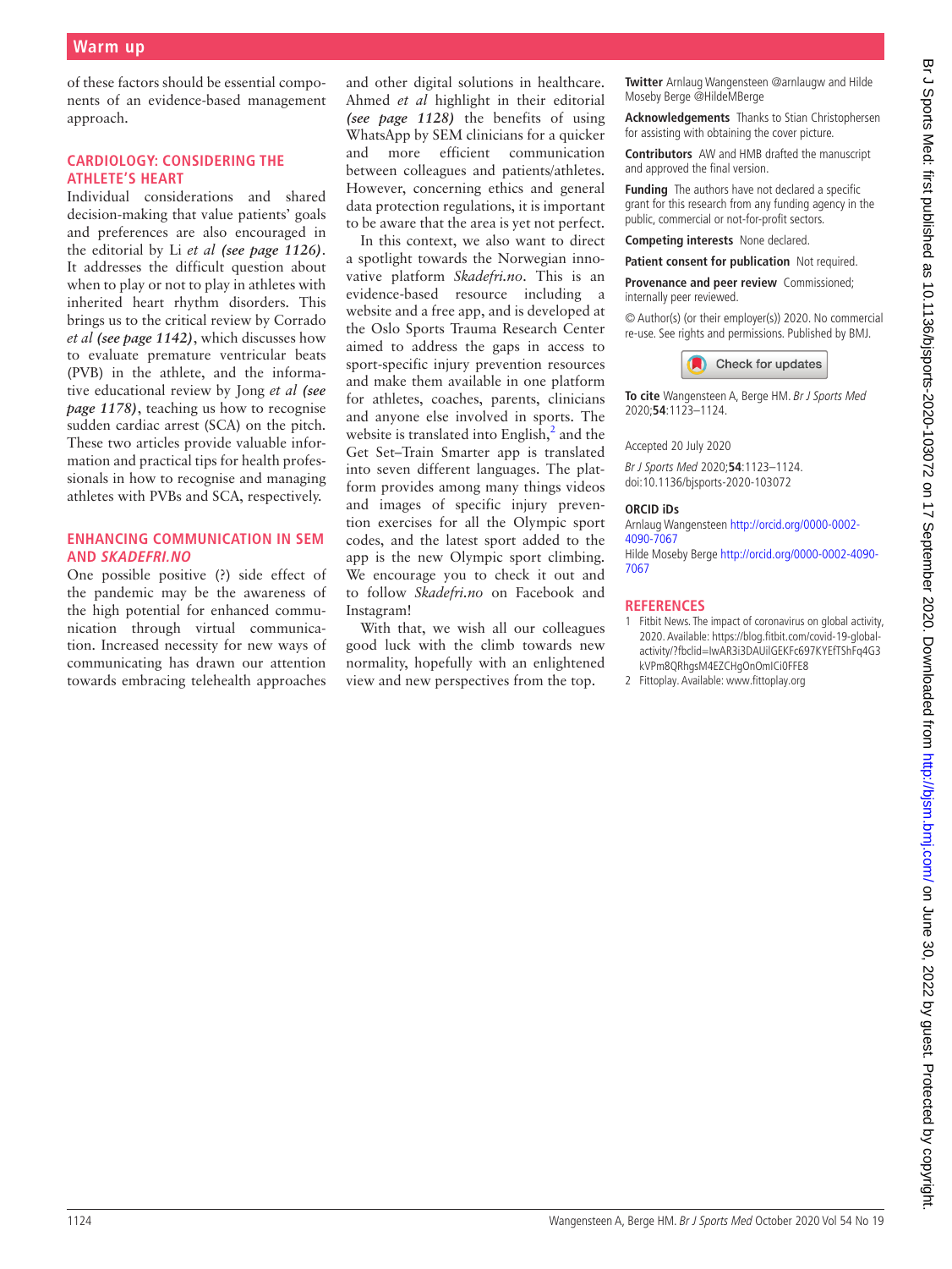of these factors should be essential components of an evidence-based management approach.

## CARDIOLOGY: CONSIDERING THE ATHLETE'S HEART

Individual considerations and shared decision-making that value patients' goals and preferences are also encouraged in the editorial by Li *et al* ***(see page 1126)***. It addresses the difficult question about when to play or not to play in athletes with inherited heart rhythm disorders. This brings us to the critical review by Corrado *et al* ***(see page 1142)***, which discusses how to evaluate premature ventricular beats (PVB) in the athlete, and the informative educational review by Jong *et al* ***(see page 1178)***, teaching us how to recognise sudden cardiac arrest (SCA) on the pitch. These two articles provide valuable information and practical tips for health professionals in how to recognise and managing athletes with PVBs and SCA, respectively.

## ENHANCING COMMUNICATION IN SEM AND *SKADEFRI.NO*

One possible positive (?) side effect of the pandemic may be the awareness of the high potential for enhanced communication through virtual communication. Increased necessity for new ways of communicating has drawn our attention towards embracing telehealth approaches and other digital solutions in healthcare. Ahmed *et al* highlight in their editorial ***(see page 1128)*** the benefits of using WhatsApp by SEM clinicians for a quicker and more efficient communication between colleagues and patients/athletes. However, concerning ethics and general data protection regulations, it is important to be aware that the area is yet not perfect.

In this context, we also want to direct a spotlight towards the Norwegian innovative platform *Skadefri.no*. This is an evidence-based resource including a website and a free app, and is developed at the Oslo Sports Trauma Research Center aimed to address the gaps in access to sport-specific injury prevention resources and make them available in one platform for athletes, coaches, parents, clinicians and anyone else involved in sports. The website is translated into English,[2] and the Get Set–Train Smarter app is translated into seven different languages. The platform provides among many things videos and images of specific injury prevention exercises for all the Olympic sport codes, and the latest sport added to the app is the new Olympic sport climbing. We encourage you to check it out and to follow *Skadefri.no* on Facebook and Instagram!

With that, we wish all our colleagues good luck with the climb towards new normality, hopefully with an enlightened view and new perspectives from the top.

**Twitter** Arnlaug Wangensteen @arnlaugw and Hilde Moseby Berge @HildeMBerge

**Acknowledgements** Thanks to Stian Christophersen for assisting with obtaining the cover picture.

**Contributors** AW and HMB drafted the manuscript and approved the final version.

**Funding** The authors have not declared a specific grant for this research from any funding agency in the public, commercial or not-for-profit sectors.

**Competing interests** None declared.

**Patient consent for publication** Not required.

**Provenance and peer review** Commissioned; internally peer reviewed.

© Author(s) (or their employer(s)) 2020. No commercial re-use. See rights and permissions. Published by BMJ.

**To cite** Wangensteen A, Berge HM. *Br J Sports Med* 2020;**54**:1123–1124.

Accepted 20 July 2020

*Br J Sports Med* 2020;**54**:1123–1124. doi:10.1136/bjsports-2020-103072

**ORCID iDs**

Arnlaug Wangensteen http://orcid.org/0000-0002-4090-7067
Hilde Moseby Berge http://orcid.org/0000-0002-4090-7067

## REFERENCES

1. Fitbit News. The impact of coronavirus on global activity, 2020. Available: https://blog.fitbit.com/covid-19-global-activity/?fbclid=IwAR3i3DAUiIGEKFc697KYEfTShFq4G3kVPm8QRhgsM4EZCHgOnOmICi0FFE8
2. Fittoplay. Available: www.fittoplay.org